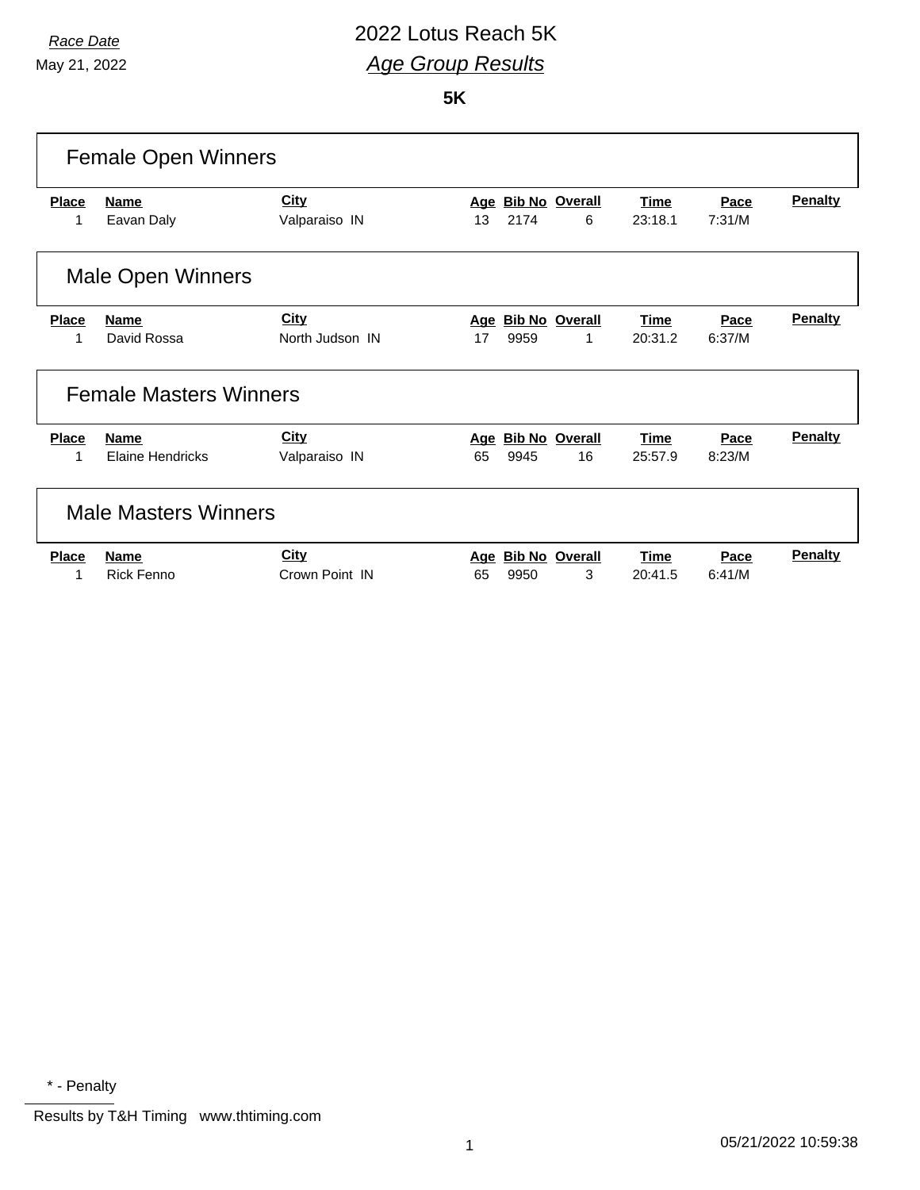*Race Date*
May 21, 2022

# 2022 Lotus Reach 5K

## *Age Group Results*

**5K**

### Female Open Winners

| Place | Name | City | Age | Bib No | Overall | Time | Pace | Penalty |
|---|---|---|---|---|---|---|---|---|
| 1 | Eavan Daly | Valparaiso IN | 13 | 2174 | 6 | 23:18.1 | 7:31/M | |

### Male Open Winners

| Place | Name | City | Age | Bib No | Overall | Time | Pace | Penalty |
|---|---|---|---|---|---|---|---|---|
| 1 | David Rossa | North Judson IN | 17 | 9959 | 1 | 20:31.2 | 6:37/M | |

### Female Masters Winners

| Place | Name | City | Age | Bib No | Overall | Time | Pace | Penalty |
|---|---|---|---|---|---|---|---|---|
| 1 | Elaine Hendricks | Valparaiso IN | 65 | 9945 | 16 | 25:57.9 | 8:23/M | |

### Male Masters Winners

| Place | Name | City | Age | Bib No | Overall | Time | Pace | Penalty |
|---|---|---|---|---|---|---|---|---|
| 1 | Rick Fenno | Crown Point IN | 65 | 9950 | 3 | 20:41.5 | 6:41/M | |

* - Penalty

Results by T&H Timing www.thtiming.com

05/21/2022 10:59:38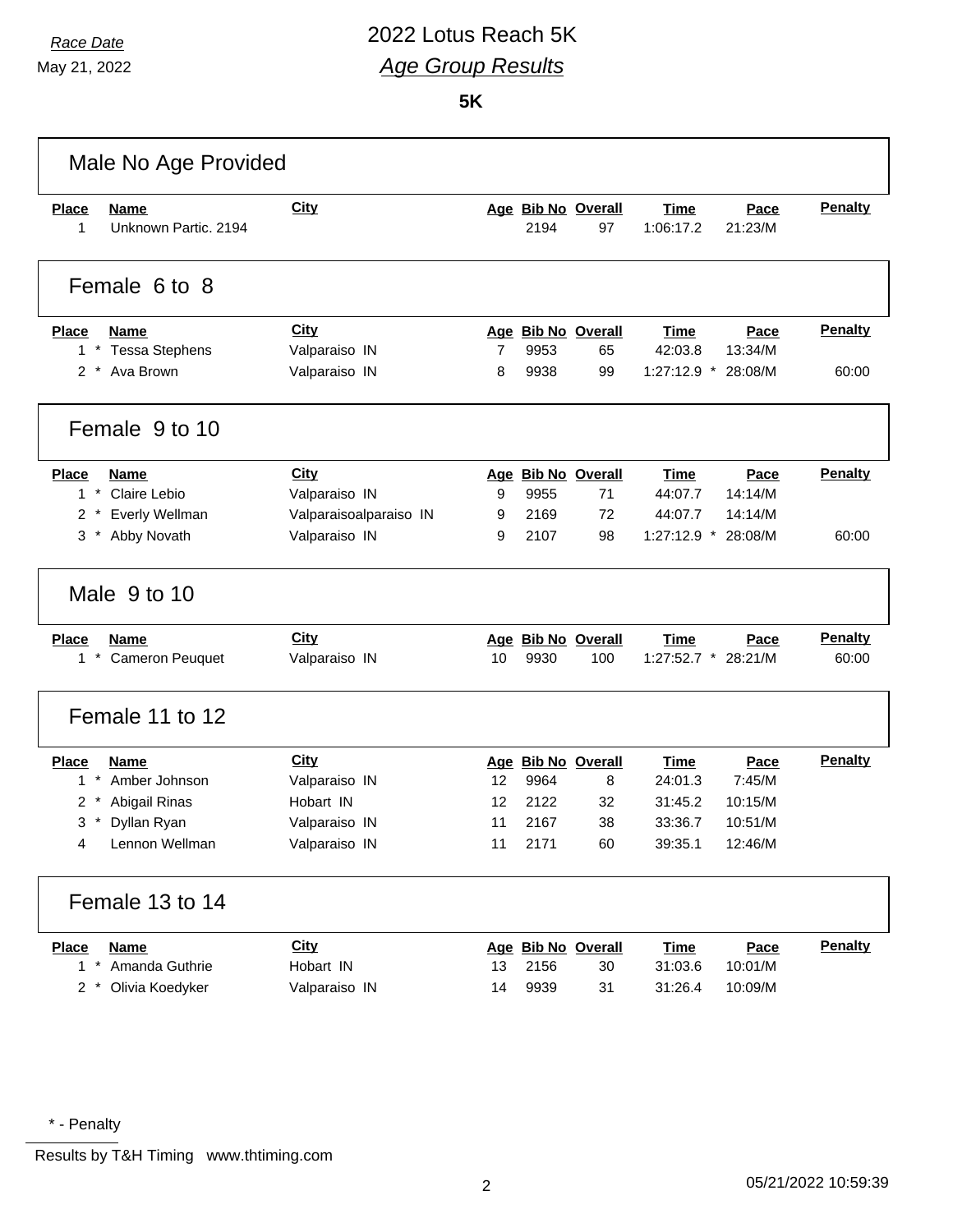Race Date
May 21, 2022

# 2022 Lotus Reach 5K
## Age Group Results

**5K**

### Male No Age Provided

| Place | Name | City | Age | Bib No | Overall | Time | Pace | Penalty |
|---|---|---|---|---|---|---|---|---|
| 1 | Unknown Partic. 2194 | | | 2194 | 97 | 1:06:17.2 | 21:23/M | |

### Female 6 to 8

| Place | Name | City | Age | Bib No | Overall | Time | Pace | Penalty |
|---|---|---|---|---|---|---|---|---|
| 1 * | Tessa Stephens | Valparaiso IN | 7 | 9953 | 65 | 42:03.8 | 13:34/M | |
| 2 * | Ava Brown | Valparaiso IN | 8 | 9938 | 99 | 1:27:12.9 * | 28:08/M | 60:00 |

### Female 9 to 10

| Place | Name | City | Age | Bib No | Overall | Time | Pace | Penalty |
|---|---|---|---|---|---|---|---|---|
| 1 * | Claire Lebio | Valparaiso IN | 9 | 9955 | 71 | 44:07.7 | 14:14/M | |
| 2 * | Everly Wellman | Valparaisoalparaiso IN | 9 | 2169 | 72 | 44:07.7 | 14:14/M | |
| 3 * | Abby Novath | Valparaiso IN | 9 | 2107 | 98 | 1:27:12.9 * | 28:08/M | 60:00 |

### Male 9 to 10

| Place | Name | City | Age | Bib No | Overall | Time | Pace | Penalty |
|---|---|---|---|---|---|---|---|---|
| 1 * | Cameron Peuquet | Valparaiso IN | 10 | 9930 | 100 | 1:27:52.7 * | 28:21/M | 60:00 |

### Female 11 to 12

| Place | Name | City | Age | Bib No | Overall | Time | Pace | Penalty |
|---|---|---|---|---|---|---|---|---|
| 1 * | Amber Johnson | Valparaiso IN | 12 | 9964 | 8 | 24:01.3 | 7:45/M | |
| 2 * | Abigail Rinas | Hobart IN | 12 | 2122 | 32 | 31:45.2 | 10:15/M | |
| 3 * | Dyllan Ryan | Valparaiso IN | 11 | 2167 | 38 | 33:36.7 | 10:51/M | |
| 4 | Lennon Wellman | Valparaiso IN | 11 | 2171 | 60 | 39:35.1 | 12:46/M | |

### Female 13 to 14

| Place | Name | City | Age | Bib No | Overall | Time | Pace | Penalty |
|---|---|---|---|---|---|---|---|---|
| 1 * | Amanda Guthrie | Hobart IN | 13 | 2156 | 30 | 31:03.6 | 10:01/M | |
| 2 * | Olivia Koedyker | Valparaiso IN | 14 | 9939 | 31 | 31:26.4 | 10:09/M | |

\* - Penalty

Results by T&H Timing www.thtiming.com

05/21/2022 10:59:39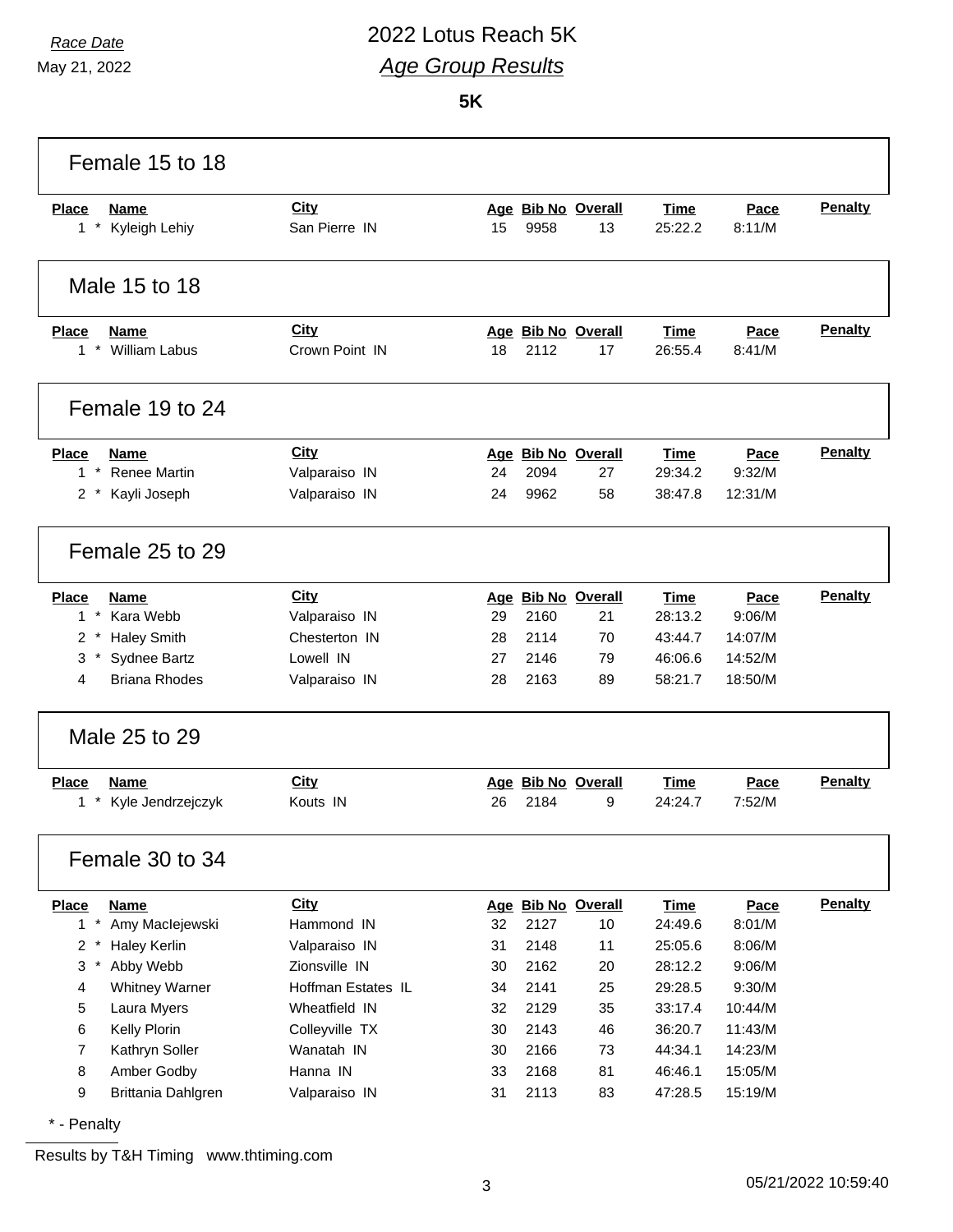*Race Date*

May 21, 2022

# 2022 Lotus Reach 5K

## *Age Group Results*

**5K**

### Female 15 to 18

| Place | | Name | City | Age | Bib No | Overall | Time | Pace | Penalty |
|---|---|---|---|---|---|---|---|---|---|
| 1 | * | Kyleigh Lehiy | San Pierre IN | 15 | 9958 | 13 | 25:22.2 | 8:11/M | |

### Male 15 to 18

| Place | | Name | City | Age | Bib No | Overall | Time | Pace | Penalty |
|---|---|---|---|---|---|---|---|---|---|
| 1 | * | William Labus | Crown Point IN | 18 | 2112 | 17 | 26:55.4 | 8:41/M | |

### Female 19 to 24

| Place | | Name | City | Age | Bib No | Overall | Time | Pace | Penalty |
|---|---|---|---|---|---|---|---|---|---|
| 1 | * | Renee Martin | Valparaiso IN | 24 | 2094 | 27 | 29:34.2 | 9:32/M | |
| 2 | * | Kayli Joseph | Valparaiso IN | 24 | 9962 | 58 | 38:47.8 | 12:31/M | |

### Female 25 to 29

| Place | | Name | City | Age | Bib No | Overall | Time | Pace | Penalty |
|---|---|---|---|---|---|---|---|---|---|
| 1 | * | Kara Webb | Valparaiso IN | 29 | 2160 | 21 | 28:13.2 | 9:06/M | |
| 2 | * | Haley Smith | Chesterton IN | 28 | 2114 | 70 | 43:44.7 | 14:07/M | |
| 3 | * | Sydnee Bartz | Lowell IN | 27 | 2146 | 79 | 46:06.6 | 14:52/M | |
| 4 | | Briana Rhodes | Valparaiso IN | 28 | 2163 | 89 | 58:21.7 | 18:50/M | |

### Male 25 to 29

| Place | | Name | City | Age | Bib No | Overall | Time | Pace | Penalty |
|---|---|---|---|---|---|---|---|---|---|
| 1 | * | Kyle Jendrzejczyk | Kouts IN | 26 | 2184 | 9 | 24:24.7 | 7:52/M | |

### Female 30 to 34

| Place | | Name | City | Age | Bib No | Overall | Time | Pace | Penalty |
|---|---|---|---|---|---|---|---|---|---|
| 1 | * | Amy MacIejewski | Hammond IN | 32 | 2127 | 10 | 24:49.6 | 8:01/M | |
| 2 | * | Haley Kerlin | Valparaiso IN | 31 | 2148 | 11 | 25:05.6 | 8:06/M | |
| 3 | * | Abby Webb | Zionsville IN | 30 | 2162 | 20 | 28:12.2 | 9:06/M | |
| 4 | | Whitney Warner | Hoffman Estates IL | 34 | 2141 | 25 | 29:28.5 | 9:30/M | |
| 5 | | Laura Myers | Wheatfield IN | 32 | 2129 | 35 | 33:17.4 | 10:44/M | |
| 6 | | Kelly Plorin | Colleyville TX | 30 | 2143 | 46 | 36:20.7 | 11:43/M | |
| 7 | | Kathryn Soller | Wanatah IN | 30 | 2166 | 73 | 44:34.1 | 14:23/M | |
| 8 | | Amber Godby | Hanna IN | 33 | 2168 | 81 | 46:46.1 | 15:05/M | |
| 9 | | Brittania Dahlgren | Valparaiso IN | 31 | 2113 | 83 | 47:28.5 | 15:19/M | |

\* - Penalty

Results by T&H Timing www.thtiming.com

05/21/2022 10:59:40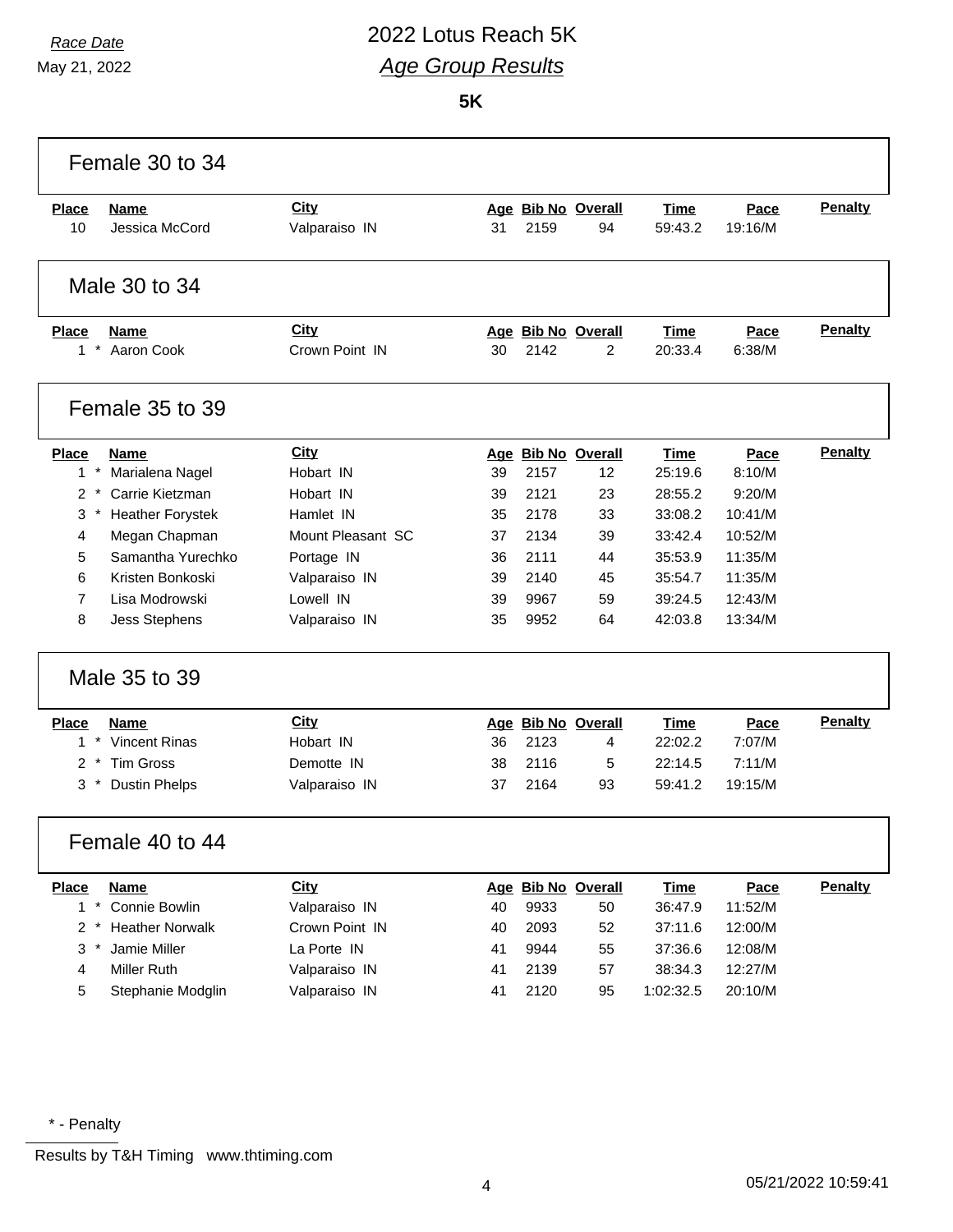*Race Date*
May 21, 2022

# 2022 Lotus Reach 5K
## *Age Group Results*

**5K**

### Female 30 to 34

| Place | Name | City | Age | Bib No | Overall | Time | Pace | Penalty |
|---|---|---|---|---|---|---|---|---|
| 10 | Jessica McCord | Valparaiso IN | 31 | 2159 | 94 | 59:43.2 | 19:16/M | |

### Male 30 to 34

| Place | Name | City | Age | Bib No | Overall | Time | Pace | Penalty |
|---|---|---|---|---|---|---|---|---|
| 1 * | Aaron Cook | Crown Point IN | 30 | 2142 | 2 | 20:33.4 | 6:38/M | |

### Female 35 to 39

| Place | Name | City | Age | Bib No | Overall | Time | Pace | Penalty |
|---|---|---|---|---|---|---|---|---|
| 1 * | Marialena Nagel | Hobart IN | 39 | 2157 | 12 | 25:19.6 | 8:10/M | |
| 2 * | Carrie Kietzman | Hobart IN | 39 | 2121 | 23 | 28:55.2 | 9:20/M | |
| 3 * | Heather Forystek | Hamlet IN | 35 | 2178 | 33 | 33:08.2 | 10:41/M | |
| 4 | Megan Chapman | Mount Pleasant SC | 37 | 2134 | 39 | 33:42.4 | 10:52/M | |
| 5 | Samantha Yurechko | Portage IN | 36 | 2111 | 44 | 35:53.9 | 11:35/M | |
| 6 | Kristen Bonkoski | Valparaiso IN | 39 | 2140 | 45 | 35:54.7 | 11:35/M | |
| 7 | Lisa Modrowski | Lowell IN | 39 | 9967 | 59 | 39:24.5 | 12:43/M | |
| 8 | Jess Stephens | Valparaiso IN | 35 | 9952 | 64 | 42:03.8 | 13:34/M | |

### Male 35 to 39

| Place | Name | City | Age | Bib No | Overall | Time | Pace | Penalty |
|---|---|---|---|---|---|---|---|---|
| 1 * | Vincent Rinas | Hobart IN | 36 | 2123 | 4 | 22:02.2 | 7:07/M | |
| 2 * | Tim Gross | Demotte IN | 38 | 2116 | 5 | 22:14.5 | 7:11/M | |
| 3 * | Dustin Phelps | Valparaiso IN | 37 | 2164 | 93 | 59:41.2 | 19:15/M | |

### Female 40 to 44

| Place | Name | City | Age | Bib No | Overall | Time | Pace | Penalty |
|---|---|---|---|---|---|---|---|---|
| 1 * | Connie Bowlin | Valparaiso IN | 40 | 9933 | 50 | 36:47.9 | 11:52/M | |
| 2 * | Heather Norwalk | Crown Point IN | 40 | 2093 | 52 | 37:11.6 | 12:00/M | |
| 3 * | Jamie Miller | La Porte IN | 41 | 9944 | 55 | 37:36.6 | 12:08/M | |
| 4 | Miller Ruth | Valparaiso IN | 41 | 2139 | 57 | 38:34.3 | 12:27/M | |
| 5 | Stephanie Modglin | Valparaiso IN | 41 | 2120 | 95 | 1:02:32.5 | 20:10/M | |

* - Penalty

Results by T&H Timing www.thtiming.com

05/21/2022 10:59:41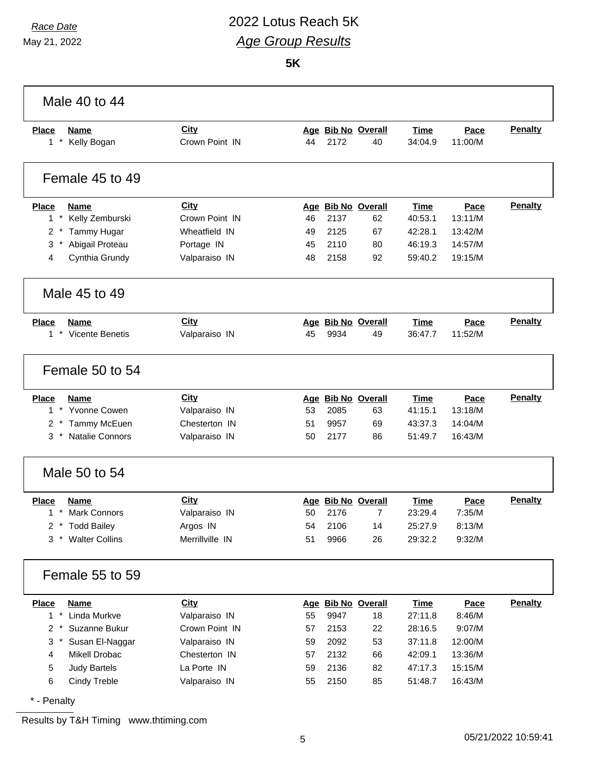# 2022 Lotus Reach 5K

## *Age Group Results*

*Race Date*
May 21, 2022

**5K**

### Male 40 to 44

| Place | Name | City | Age | Bib No | Overall | Time | Pace | Penalty |
|---|---|---|---|---|---|---|---|---|
| 1 * | Kelly Bogan | Crown Point IN | 44 | 2172 | 40 | 34:04.9 | 11:00/M | |

### Female 45 to 49

| Place | Name | City | Age | Bib No | Overall | Time | Pace | Penalty |
|---|---|---|---|---|---|---|---|---|
| 1 * | Kelly Zemburski | Crown Point IN | 46 | 2137 | 62 | 40:53.1 | 13:11/M | |
| 2 * | Tammy Hugar | Wheatfield IN | 49 | 2125 | 67 | 42:28.1 | 13:42/M | |
| 3 * | Abigail Proteau | Portage IN | 45 | 2110 | 80 | 46:19.3 | 14:57/M | |
| 4 | Cynthia Grundy | Valparaiso IN | 48 | 2158 | 92 | 59:40.2 | 19:15/M | |

### Male 45 to 49

| Place | Name | City | Age | Bib No | Overall | Time | Pace | Penalty |
|---|---|---|---|---|---|---|---|---|
| 1 * | Vicente Benetis | Valparaiso IN | 45 | 9934 | 49 | 36:47.7 | 11:52/M | |

### Female 50 to 54

| Place | Name | City | Age | Bib No | Overall | Time | Pace | Penalty |
|---|---|---|---|---|---|---|---|---|
| 1 * | Yvonne Cowen | Valparaiso IN | 53 | 2085 | 63 | 41:15.1 | 13:18/M | |
| 2 * | Tammy McEuen | Chesterton IN | 51 | 9957 | 69 | 43:37.3 | 14:04/M | |
| 3 * | Natalie Connors | Valparaiso IN | 50 | 2177 | 86 | 51:49.7 | 16:43/M | |

### Male 50 to 54

| Place | Name | City | Age | Bib No | Overall | Time | Pace | Penalty |
|---|---|---|---|---|---|---|---|---|
| 1 * | Mark Connors | Valparaiso IN | 50 | 2176 | 7 | 23:29.4 | 7:35/M | |
| 2 * | Todd Bailey | Argos IN | 54 | 2106 | 14 | 25:27.9 | 8:13/M | |
| 3 * | Walter Collins | Merrillville IN | 51 | 9966 | 26 | 29:32.2 | 9:32/M | |

### Female 55 to 59

| Place | Name | City | Age | Bib No | Overall | Time | Pace | Penalty |
|---|---|---|---|---|---|---|---|---|
| 1 * | Linda Murkve | Valparaiso IN | 55 | 9947 | 18 | 27:11.8 | 8:46/M | |
| 2 * | Suzanne Bukur | Crown Point IN | 57 | 2153 | 22 | 28:16.5 | 9:07/M | |
| 3 * | Susan El-Naggar | Valparaiso IN | 59 | 2092 | 53 | 37:11.8 | 12:00/M | |
| 4 | Mikell Drobac | Chesterton IN | 57 | 2132 | 66 | 42:09.1 | 13:36/M | |
| 5 | Judy Bartels | La Porte IN | 59 | 2136 | 82 | 47:17.3 | 15:15/M | |
| 6 | Cindy Treble | Valparaiso IN | 55 | 2150 | 85 | 51:48.7 | 16:43/M | |

* - Penalty

Results by T&H Timing www.thtiming.com

05/21/2022 10:59:41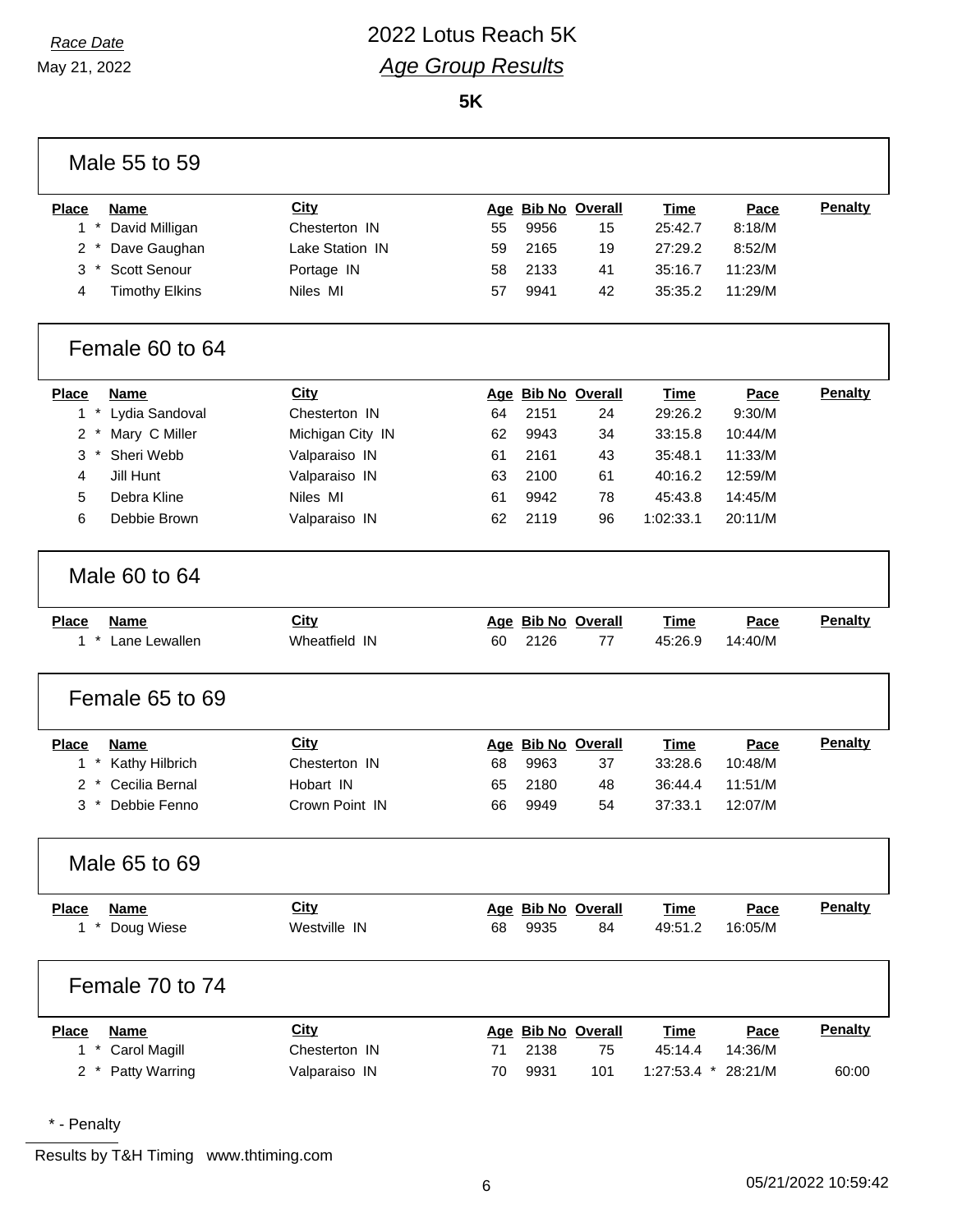*Race Date*

May 21, 2022

# 2022 Lotus Reach 5K

## *Age Group Results*

**5K**

### Male 55 to 59

| Place | Name | City | Age | Bib No | Overall | Time | Pace | Penalty |
|---|---|---|---|---|---|---|---|---|
| 1 * | David Milligan | Chesterton IN | 55 | 9956 | 15 | 25:42.7 | 8:18/M | |
| 2 * | Dave Gaughan | Lake Station IN | 59 | 2165 | 19 | 27:29.2 | 8:52/M | |
| 3 * | Scott Senour | Portage IN | 58 | 2133 | 41 | 35:16.7 | 11:23/M | |
| 4 | Timothy Elkins | Niles MI | 57 | 9941 | 42 | 35:35.2 | 11:29/M | |

### Female 60 to 64

| Place | Name | City | Age | Bib No | Overall | Time | Pace | Penalty |
|---|---|---|---|---|---|---|---|---|
| 1 * | Lydia Sandoval | Chesterton IN | 64 | 2151 | 24 | 29:26.2 | 9:30/M | |
| 2 * | Mary C Miller | Michigan City IN | 62 | 9943 | 34 | 33:15.8 | 10:44/M | |
| 3 * | Sheri Webb | Valparaiso IN | 61 | 2161 | 43 | 35:48.1 | 11:33/M | |
| 4 | Jill Hunt | Valparaiso IN | 63 | 2100 | 61 | 40:16.2 | 12:59/M | |
| 5 | Debra Kline | Niles MI | 61 | 9942 | 78 | 45:43.8 | 14:45/M | |
| 6 | Debbie Brown | Valparaiso IN | 62 | 2119 | 96 | 1:02:33.1 | 20:11/M | |

### Male 60 to 64

| Place | Name | City | Age | Bib No | Overall | Time | Pace | Penalty |
|---|---|---|---|---|---|---|---|---|
| 1 * | Lane Lewallen | Wheatfield IN | 60 | 2126 | 77 | 45:26.9 | 14:40/M | |

### Female 65 to 69

| Place | Name | City | Age | Bib No | Overall | Time | Pace | Penalty |
|---|---|---|---|---|---|---|---|---|
| 1 * | Kathy Hilbrich | Chesterton IN | 68 | 9963 | 37 | 33:28.6 | 10:48/M | |
| 2 * | Cecilia Bernal | Hobart IN | 65 | 2180 | 48 | 36:44.4 | 11:51/M | |
| 3 * | Debbie Fenno | Crown Point IN | 66 | 9949 | 54 | 37:33.1 | 12:07/M | |

### Male 65 to 69

| Place | Name | City | Age | Bib No | Overall | Time | Pace | Penalty |
|---|---|---|---|---|---|---|---|---|
| 1 * | Doug Wiese | Westville IN | 68 | 9935 | 84 | 49:51.2 | 16:05/M | |

### Female 70 to 74

| Place | Name | City | Age | Bib No | Overall | Time | Pace | Penalty |
|---|---|---|---|---|---|---|---|---|
| 1 * | Carol Magill | Chesterton IN | 71 | 2138 | 75 | 45:14.4 | 14:36/M | |
| 2 * | Patty Warring | Valparaiso IN | 70 | 9931 | 101 | 1:27:53.4 * | 28:21/M | 60:00 |

\* - Penalty

Results by T&H Timing www.thtiming.com

05/21/2022 10:59:42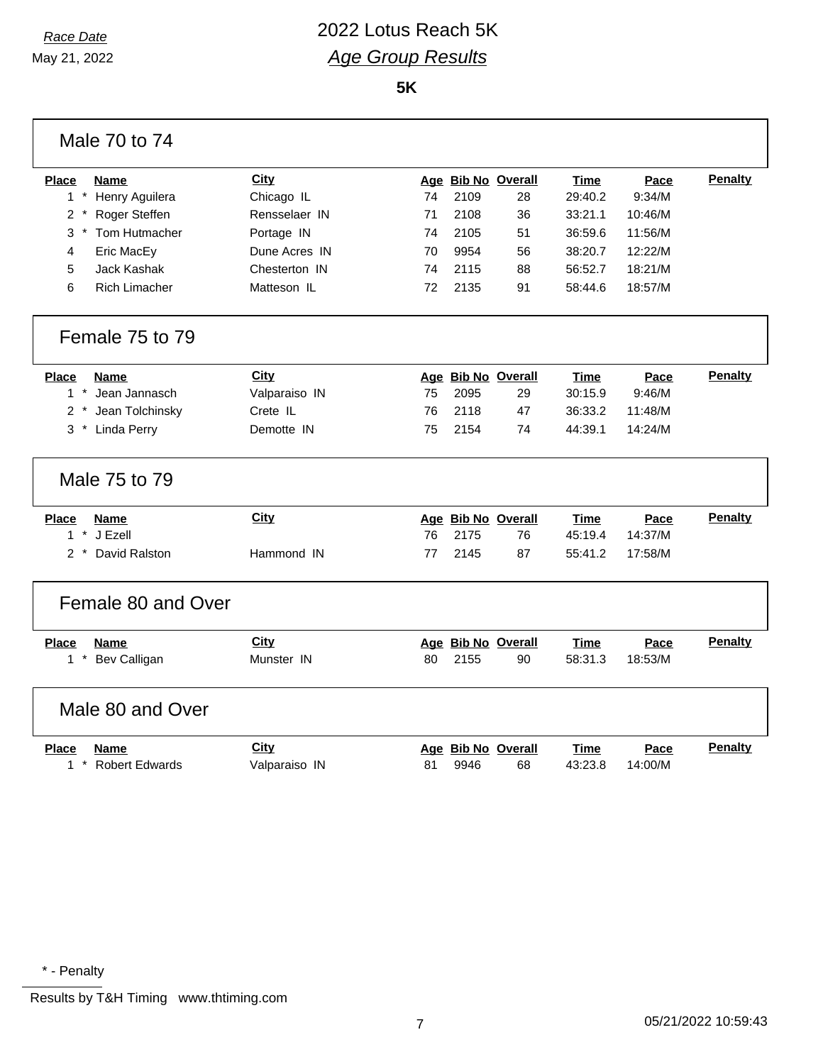Race Date

May 21, 2022

# 2022 Lotus Reach 5K

## *Age Group Results*

**5K**

### Male 70 to 74

| Place | Name | City | Age | Bib No | Overall | Time | Pace | Penalty |
|---|---|---|---|---|---|---|---|---|
| 1 * | Henry Aguilera | Chicago IL | 74 | 2109 | 28 | 29:40.2 | 9:34/M | |
| 2 * | Roger Steffen | Rensselaer IN | 71 | 2108 | 36 | 33:21.1 | 10:46/M | |
| 3 * | Tom Hutmacher | Portage IN | 74 | 2105 | 51 | 36:59.6 | 11:56/M | |
| 4 | Eric MacEy | Dune Acres IN | 70 | 9954 | 56 | 38:20.7 | 12:22/M | |
| 5 | Jack Kashak | Chesterton IN | 74 | 2115 | 88 | 56:52.7 | 18:21/M | |
| 6 | Rich Limacher | Matteson IL | 72 | 2135 | 91 | 58:44.6 | 18:57/M | |

### Female 75 to 79

| Place | Name | City | Age | Bib No | Overall | Time | Pace | Penalty |
|---|---|---|---|---|---|---|---|---|
| 1 * | Jean Jannasch | Valparaiso IN | 75 | 2095 | 29 | 30:15.9 | 9:46/M | |
| 2 * | Jean Tolchinsky | Crete IL | 76 | 2118 | 47 | 36:33.2 | 11:48/M | |
| 3 * | Linda Perry | Demotte IN | 75 | 2154 | 74 | 44:39.1 | 14:24/M | |

### Male 75 to 79

| Place | Name | City | Age | Bib No | Overall | Time | Pace | Penalty |
|---|---|---|---|---|---|---|---|---|
| 1 * | J Ezell | | 76 | 2175 | 76 | 45:19.4 | 14:37/M | |
| 2 * | David Ralston | Hammond IN | 77 | 2145 | 87 | 55:41.2 | 17:58/M | |

### Female 80 and Over

| Place | Name | City | Age | Bib No | Overall | Time | Pace | Penalty |
|---|---|---|---|---|---|---|---|---|
| 1 * | Bev Calligan | Munster IN | 80 | 2155 | 90 | 58:31.3 | 18:53/M | |

### Male 80 and Over

| Place | Name | City | Age | Bib No | Overall | Time | Pace | Penalty |
|---|---|---|---|---|---|---|---|---|
| 1 * | Robert Edwards | Valparaiso IN | 81 | 9946 | 68 | 43:23.8 | 14:00/M | |

\* - Penalty

Results by T&H Timing www.thtiming.com

05/21/2022 10:59:43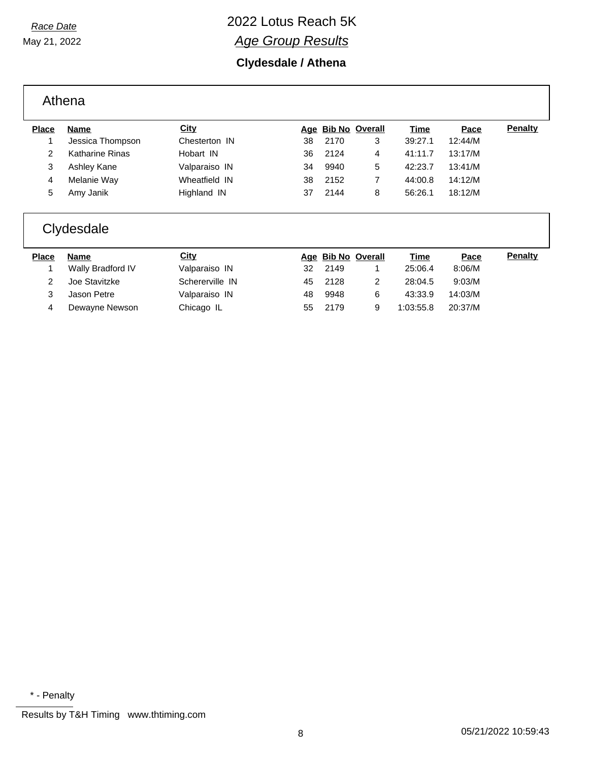*Race Date*

May 21, 2022

# 2022 Lotus Reach 5K

## *Age Group Results*

### Clydesdale / Athena

## Athena

| Place | Name | City | Age | Bib No | Overall | Time | Pace | Penalty |
|---|---|---|---|---|---|---|---|---|
| 1 | Jessica Thompson | Chesterton IN | 38 | 2170 | 3 | 39:27.1 | 12:44/M | |
| 2 | Katharine Rinas | Hobart IN | 36 | 2124 | 4 | 41:11.7 | 13:17/M | |
| 3 | Ashley Kane | Valparaiso IN | 34 | 9940 | 5 | 42:23.7 | 13:41/M | |
| 4 | Melanie Way | Wheatfield IN | 38 | 2152 | 7 | 44:00.8 | 14:12/M | |
| 5 | Amy Janik | Highland IN | 37 | 2144 | 8 | 56:26.1 | 18:12/M | |

## Clydesdale

| Place | Name | City | Age | Bib No | Overall | Time | Pace | Penalty |
|---|---|---|---|---|---|---|---|---|
| 1 | Wally Bradford IV | Valparaiso IN | 32 | 2149 | 1 | 25:06.4 | 8:06/M | |
| 2 | Joe Stavitzke | Schererville IN | 45 | 2128 | 2 | 28:04.5 | 9:03/M | |
| 3 | Jason Petre | Valparaiso IN | 48 | 9948 | 6 | 43:33.9 | 14:03/M | |
| 4 | Dewayne Newson | Chicago IL | 55 | 2179 | 9 | 1:03:55.8 | 20:37/M | |

\* - Penalty

Results by T&H Timing www.thtiming.com

05/21/2022 10:59:43